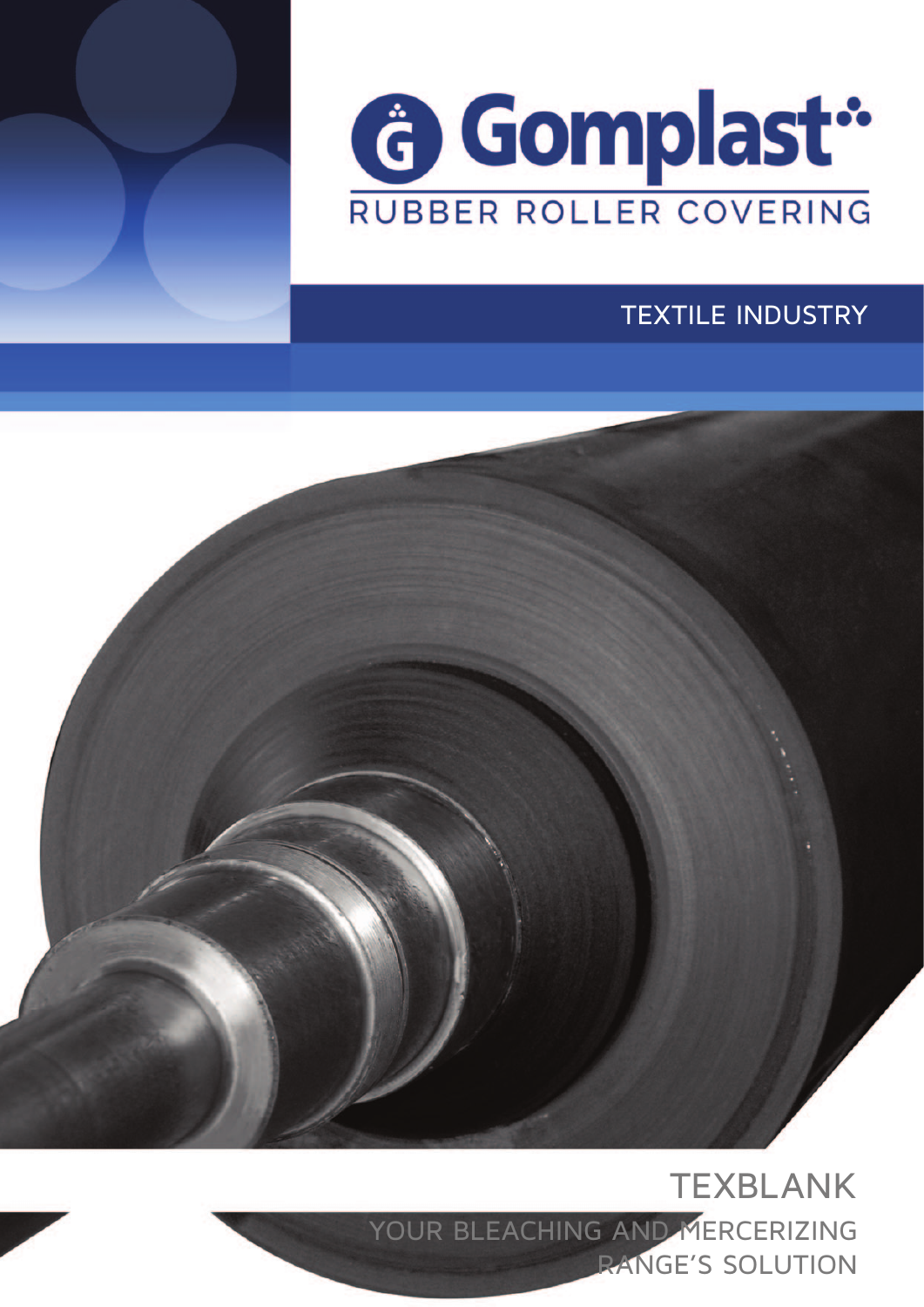# Gomplast

RUBBER ROLLER COVERING

## TEXTILE INDUSTRY

## TEXBLANK

YOUR BLEACHING AND MERCERIZING RANGE'S SOLUTION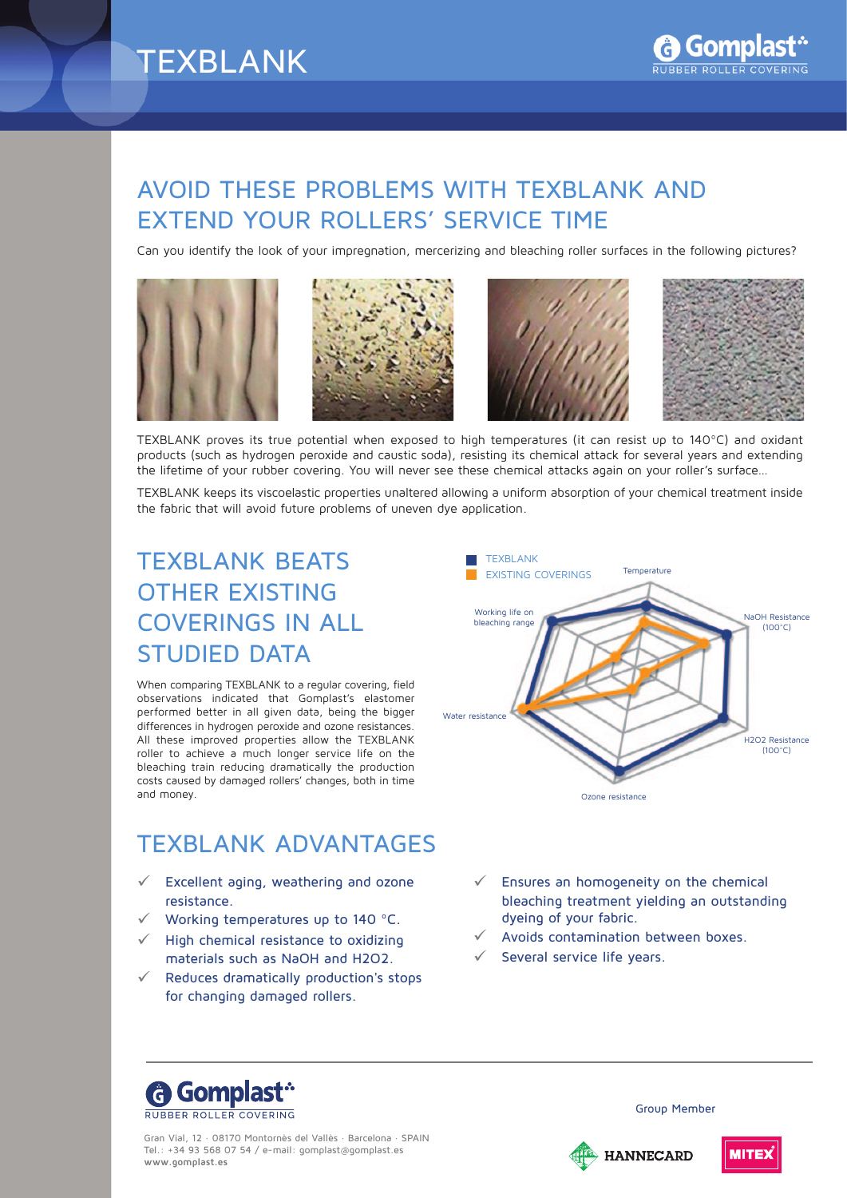# TEXBLANK

## AVOID THESE PROBLEMS WITH TEXBLANK AND EXTEND YOUR ROLLERS' SERVICE TIME

Can you identify the look of your impregnation, mercerizing and bleaching roller surfaces in the following pictures?

TEXBLANK proves its true potential when exposed to high temperatures (it can resist up to 140°C) and oxidant products (such as hydrogen peroxide and caustic soda), resisting its chemical attack for several years and extending the lifetime of your rubber covering. You will never see these chemical attacks again on your roller's surface...

TEXBLANK keeps its viscoelastic properties unaltered allowing a uniform absorption of your chemical treatment inside the fabric that will avoid future problems of uneven dye application.

## TEXBLANK BEATS OTHER EXISTING COVERINGS IN ALL STUDIED DATA

When comparing TEXBLANK to a regular covering, field observations indicated that Gomplast's elastomer performed better in all given data, being the bigger differences in hydrogen peroxide and ozone resistances. All these improved properties allow the TEXBLANK roller to achieve a much longer service life on the bleaching train reducing dramatically the production costs caused by damaged rollers' changes, both in time and money.

TEXBLANK
EXISTING COVERINGS
Temperature
NaOH Resistance (100°C)
H2O2 Resistance (100°C)
Ozone resistance
Water resistance
Working life on bleaching range

## TEXBLANK ADVANTAGES

- ✓ Excellent aging, weathering and ozone resistance.
- ✓ Working temperatures up to 140 °C.
- ✓ High chemical resistance to oxidizing materials such as NaOH and H2O2.
- ✓ Reduces dramatically production's stops for changing damaged rollers.
- ✓ Ensures an homogeneity on the chemical bleaching treatment yielding an outstanding dyeing of your fabric.
- ✓ Avoids contamination between boxes.
- ✓ Several service life years.

Gomplast
RUBBER ROLLER COVERING

Gran Vial, 12 · 08170 Montornès del Vallès · Barcelona · SPAIN
Tel.: +34 93 568 07 54 / e-mail: gomplast@gomplast.es
www.gomplast.es

Group Member

HANNECARD MITEX